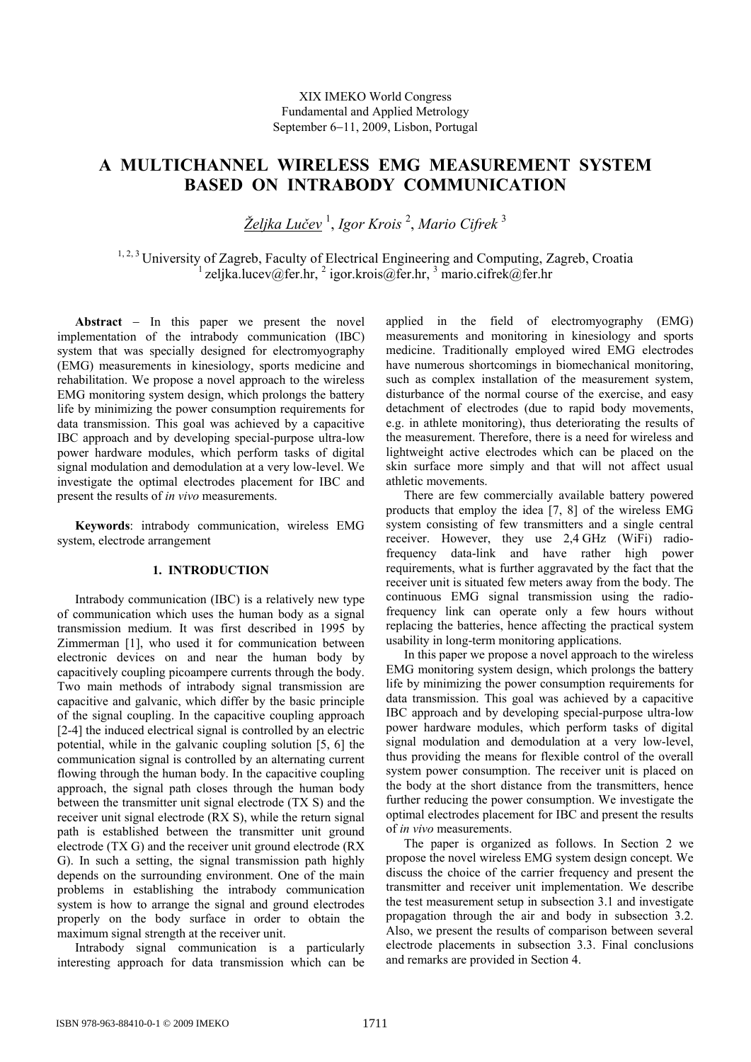XIX IMEKO World Congress
Fundamental and Applied Metrology
September 6−11, 2009, Lisbon, Portugal

# A MULTICHANNEL WIRELESS EMG MEASUREMENT SYSTEM BASED ON INTRABODY COMMUNICATION

*Željka Lučev* [1], *Igor Krois* [2], *Mario Cifrek* [3]

[1, 2, 3] University of Zagreb, Faculty of Electrical Engineering and Computing, Zagreb, Croatia
[1] zeljka.lucev@fer.hr, [2] igor.krois@fer.hr, [3] mario.cifrek@fer.hr

**Abstract** − In this paper we present the novel implementation of the intrabody communication (IBC) system that was specially designed for electromyography (EMG) measurements in kinesiology, sports medicine and rehabilitation. We propose a novel approach to the wireless EMG monitoring system design, which prolongs the battery life by minimizing the power consumption requirements for data transmission. This goal was achieved by a capacitive IBC approach and by developing special-purpose ultra-low power hardware modules, which perform tasks of digital signal modulation and demodulation at a very low-level. We investigate the optimal electrodes placement for IBC and present the results of *in vivo* measurements.

**Keywords**: intrabody communication, wireless EMG system, electrode arrangement

## 1. INTRODUCTION

Intrabody communication (IBC) is a relatively new type of communication which uses the human body as a signal transmission medium. It was first described in 1995 by Zimmerman [1], who used it for communication between electronic devices on and near the human body by capacitively coupling picoampere currents through the body. Two main methods of intrabody signal transmission are capacitive and galvanic, which differ by the basic principle of the signal coupling. In the capacitive coupling approach [2-4] the induced electrical signal is controlled by an electric potential, while in the galvanic coupling solution [5, 6] the communication signal is controlled by an alternating current flowing through the human body. In the capacitive coupling approach, the signal path closes through the human body between the transmitter unit signal electrode (TX S) and the receiver unit signal electrode (RX S), while the return signal path is established between the transmitter unit ground electrode (TX G) and the receiver unit ground electrode (RX G). In such a setting, the signal transmission path highly depends on the surrounding environment. One of the main problems in establishing the intrabody communication system is how to arrange the signal and ground electrodes properly on the body surface in order to obtain the maximum signal strength at the receiver unit.

Intrabody signal communication is a particularly interesting approach for data transmission which can be applied in the field of electromyography (EMG) measurements and monitoring in kinesiology and sports medicine. Traditionally employed wired EMG electrodes have numerous shortcomings in biomechanical monitoring, such as complex installation of the measurement system, disturbance of the normal course of the exercise, and easy detachment of electrodes (due to rapid body movements, e.g. in athlete monitoring), thus deteriorating the results of the measurement. Therefore, there is a need for wireless and lightweight active electrodes which can be placed on the skin surface more simply and that will not affect usual athletic movements.

There are few commercially available battery powered products that employ the idea [7, 8] of the wireless EMG system consisting of few transmitters and a single central receiver. However, they use 2,4 GHz (WiFi) radio-frequency data-link and have rather high power requirements, what is further aggravated by the fact that the receiver unit is situated few meters away from the body. The continuous EMG signal transmission using the radio-frequency link can operate only a few hours without replacing the batteries, hence affecting the practical system usability in long-term monitoring applications.

In this paper we propose a novel approach to the wireless EMG monitoring system design, which prolongs the battery life by minimizing the power consumption requirements for data transmission. This goal was achieved by a capacitive IBC approach and by developing special-purpose ultra-low power hardware modules, which perform tasks of digital signal modulation and demodulation at a very low-level, thus providing the means for flexible control of the overall system power consumption. The receiver unit is placed on the body at the short distance from the transmitters, hence further reducing the power consumption. We investigate the optimal electrodes placement for IBC and present the results of *in vivo* measurements.

The paper is organized as follows. In Section 2 we propose the novel wireless EMG system design concept. We discuss the choice of the carrier frequency and present the transmitter and receiver unit implementation. We describe the test measurement setup in subsection 3.1 and investigate propagation through the air and body in subsection 3.2. Also, we present the results of comparison between several electrode placements in subsection 3.3. Final conclusions and remarks are provided in Section 4.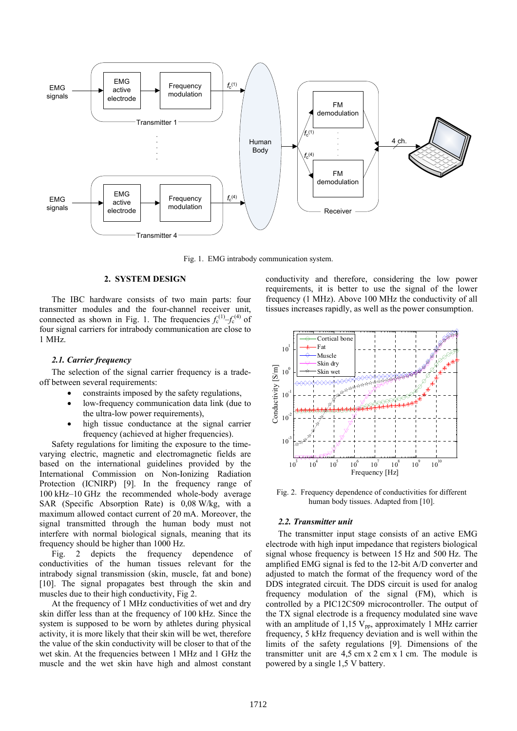Fig. 1. EMG intrabody communication system.

## 2. SYSTEM DESIGN

The IBC hardware consists of two main parts: four transmitter modules and the four-channel receiver unit, connected as shown in Fig. 1. The frequencies $f_c^{(1)}$–$f_c^{(4)}$ of four signal carriers for intrabody communication are close to 1 MHz.

### *2.1. Carrier frequency*

The selection of the signal carrier frequency is a trade-off between several requirements:

- constraints imposed by the safety regulations,
- low-frequency communication data link (due to the ultra-low power requirements),
- high tissue conductance at the signal carrier frequency (achieved at higher frequencies).

Safety regulations for limiting the exposure to the time-varying electric, magnetic and electromagnetic fields are based on the international guidelines provided by the International Commission on Non-Ionizing Radiation Protection (ICNIRP) [9]. In the frequency range of 100 kHz–10 GHz the recommended whole-body average SAR (Specific Absorption Rate) is 0,08 W/kg, with a maximum allowed contact current of 20 mA. Moreover, the signal transmitted through the human body must not interfere with normal biological signals, meaning that its frequency should be higher than 1000 Hz.

Fig. 2 depicts the frequency dependence of conductivities of the human tissues relevant for the intrabody signal transmission (skin, muscle, fat and bone) [10]. The signal propagates best through the skin and muscles due to their high conductivity, Fig 2.

At the frequency of 1 MHz conductivities of wet and dry skin differ less than at the frequency of 100 kHz. Since the system is supposed to be worn by athletes during physical activity, it is more likely that their skin will be wet, therefore the value of the skin conductivity will be closer to that of the wet skin. At the frequencies between 1 MHz and 1 GHz the muscle and the wet skin have high and almost constant conductivity and therefore, considering the low power requirements, it is better to use the signal of the lower frequency (1 MHz). Above 100 MHz the conductivity of all tissues increases rapidly, as well as the power consumption.

Fig. 2. Frequency dependence of conductivities for different human body tissues. Adapted from [10].

### *2.2. Transmitter unit*

The transmitter input stage consists of an active EMG electrode with high input impedance that registers biological signal whose frequency is between 15 Hz and 500 Hz. The amplified EMG signal is fed to the 12-bit A/D converter and adjusted to match the format of the frequency word of the DDS integrated circuit. The DDS circuit is used for analog frequency modulation of the signal (FM), which is controlled by a PIC12C509 microcontroller. The output of the TX signal electrode is a frequency modulated sine wave with an amplitude of 1,15 $V_{pp}$, approximately 1 MHz carrier frequency, 5 kHz frequency deviation and is well within the limits of the safety regulations [9]. Dimensions of the transmitter unit are 4,5 cm x 2 cm x 1 cm. The module is powered by a single 1,5 V battery.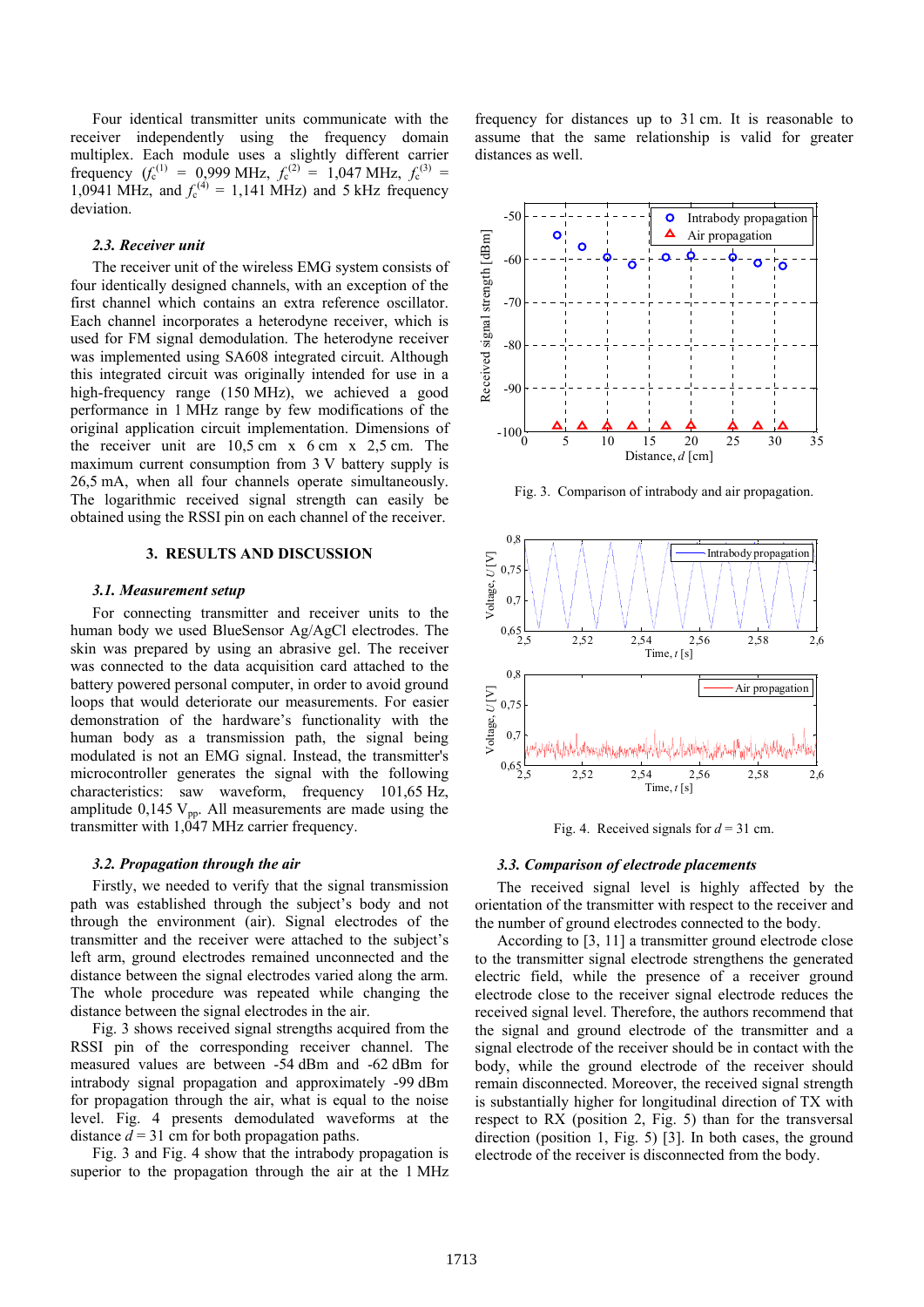Four identical transmitter units communicate with the receiver independently using the frequency domain multiplex. Each module uses a slightly different carrier frequency ($f_c^{(1)}$ = 0,999 MHz, $f_c^{(2)}$ = 1,047 MHz, $f_c^{(3)}$ = 1,0941 MHz, and $f_c^{(4)}$ = 1,141 MHz) and 5 kHz frequency deviation.

### 2.3. Receiver unit

The receiver unit of the wireless EMG system consists of four identically designed channels, with an exception of the first channel which contains an extra reference oscillator. Each channel incorporates a heterodyne receiver, which is used for FM signal demodulation. The heterodyne receiver was implemented using SA608 integrated circuit. Although this integrated circuit was originally intended for use in a high-frequency range (150 MHz), we achieved a good performance in 1 MHz range by few modifications of the original application circuit implementation. Dimensions of the receiver unit are 10,5 cm x 6 cm x 2,5 cm. The maximum current consumption from 3 V battery supply is 26,5 mA, when all four channels operate simultaneously. The logarithmic received signal strength can easily be obtained using the RSSI pin on each channel of the receiver.

## 3. RESULTS AND DISCUSSION

### 3.1. Measurement setup

For connecting transmitter and receiver units to the human body we used BlueSensor Ag/AgCl electrodes. The skin was prepared by using an abrasive gel. The receiver was connected to the data acquisition card attached to the battery powered personal computer, in order to avoid ground loops that would deteriorate our measurements. For easier demonstration of the hardware's functionality with the human body as a transmission path, the signal being modulated is not an EMG signal. Instead, the transmitter's microcontroller generates the signal with the following characteristics: saw waveform, frequency 101,65 Hz, amplitude 0,145 $V_{pp}$. All measurements are made using the transmitter with 1,047 MHz carrier frequency.

### 3.2. Propagation through the air

Firstly, we needed to verify that the signal transmission path was established through the subject's body and not through the environment (air). Signal electrodes of the transmitter and the receiver were attached to the subject's left arm, ground electrodes remained unconnected and the distance between the signal electrodes varied along the arm. The whole procedure was repeated while changing the distance between the signal electrodes in the air.

Fig. 3 shows received signal strengths acquired from the RSSI pin of the corresponding receiver channel. The measured values are between -54 dBm and -62 dBm for intrabody signal propagation and approximately -99 dBm for propagation through the air, what is equal to the noise level. Fig. 4 presents demodulated waveforms at the distance $d$ = 31 cm for both propagation paths.

Fig. 3 and Fig. 4 show that the intrabody propagation is superior to the propagation through the air at the 1 MHz frequency for distances up to 31 cm. It is reasonable to assume that the same relationship is valid for greater distances as well.

Fig. 3. Comparison of intrabody and air propagation.

Fig. 4. Received signals for $d$ = 31 cm.

### 3.3. Comparison of electrode placements

The received signal level is highly affected by the orientation of the transmitter with respect to the receiver and the number of ground electrodes connected to the body.

According to [3, 11] a transmitter ground electrode close to the transmitter signal electrode strengthens the generated electric field, while the presence of a receiver ground electrode close to the receiver signal electrode reduces the received signal level. Therefore, the authors recommend that the signal and ground electrode of the transmitter and a signal electrode of the receiver should be in contact with the body, while the ground electrode of the receiver should remain disconnected. Moreover, the received signal strength is substantially higher for longitudinal direction of TX with respect to RX (position 2, Fig. 5) than for the transversal direction (position 1, Fig. 5) [3]. In both cases, the ground electrode of the receiver is disconnected from the body.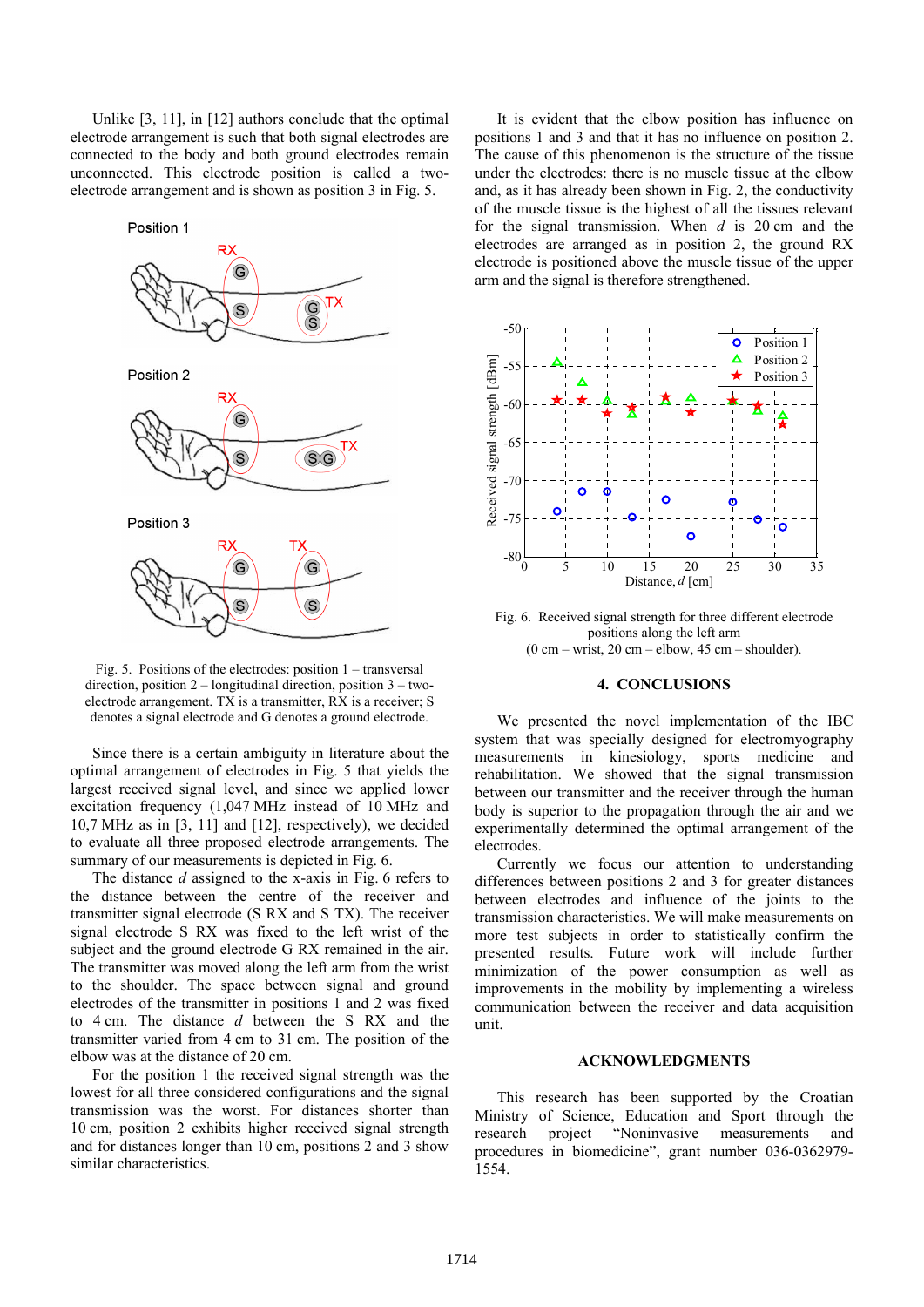Unlike [3, 11], in [12] authors conclude that the optimal electrode arrangement is such that both signal electrodes are connected to the body and both ground electrodes remain unconnected. This electrode position is called a two-electrode arrangement and is shown as position 3 in Fig. 5.

Fig. 5. Positions of the electrodes: position 1 – transversal direction, position 2 – longitudinal direction, position 3 – two-electrode arrangement. TX is a transmitter, RX is a receiver; S denotes a signal electrode and G denotes a ground electrode.

Since there is a certain ambiguity in literature about the optimal arrangement of electrodes in Fig. 5 that yields the largest received signal level, and since we applied lower excitation frequency (1,047 MHz instead of 10 MHz and 10,7 MHz as in [3, 11] and [12], respectively), we decided to evaluate all three proposed electrode arrangements. The summary of our measurements is depicted in Fig. 6.

The distance *d* assigned to the x-axis in Fig. 6 refers to the distance between the centre of the receiver and transmitter signal electrode (S RX and S TX). The receiver signal electrode S RX was fixed to the left wrist of the subject and the ground electrode G RX remained in the air. The transmitter was moved along the left arm from the wrist to the shoulder. The space between signal and ground electrodes of the transmitter in positions 1 and 2 was fixed to 4 cm. The distance *d* between the S RX and the transmitter varied from 4 cm to 31 cm. The position of the elbow was at the distance of 20 cm.

For the position 1 the received signal strength was the lowest for all three considered configurations and the signal transmission was the worst. For distances shorter than 10 cm, position 2 exhibits higher received signal strength and for distances longer than 10 cm, positions 2 and 3 show similar characteristics.

It is evident that the elbow position has influence on positions 1 and 3 and that it has no influence on position 2. The cause of this phenomenon is the structure of the tissue under the electrodes: there is no muscle tissue at the elbow and, as it has already been shown in Fig. 2, the conductivity of the muscle tissue is the highest of all the tissues relevant for the signal transmission. When *d* is 20 cm and the electrodes are arranged as in position 2, the ground RX electrode is positioned above the muscle tissue of the upper arm and the signal is therefore strengthened.

Fig. 6. Received signal strength for three different electrode positions along the left arm (0 cm – wrist, 20 cm – elbow, 45 cm – shoulder).

## 4. CONCLUSIONS

We presented the novel implementation of the IBC system that was specially designed for electromyography measurements in kinesiology, sports medicine and rehabilitation. We showed that the signal transmission between our transmitter and the receiver through the human body is superior to the propagation through the air and we experimentally determined the optimal arrangement of the electrodes.

Currently we focus our attention to understanding differences between positions 2 and 3 for greater distances between electrodes and influence of the joints to the transmission characteristics. We will make measurements on more test subjects in order to statistically confirm the presented results. Future work will include further minimization of the power consumption as well as improvements in the mobility by implementing a wireless communication between the receiver and data acquisition unit.

## ACKNOWLEDGMENTS

This research has been supported by the Croatian Ministry of Science, Education and Sport through the research project "Noninvasive measurements and procedures in biomedicine", grant number 036-0362979-1554.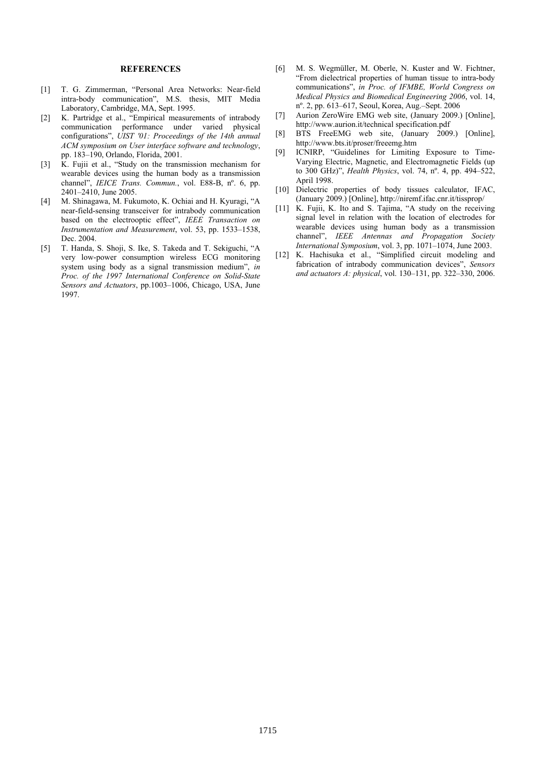## REFERENCES

[1] T. G. Zimmerman, "Personal Area Networks: Near-field intra-body communication", M.S. thesis, MIT Media Laboratory, Cambridge, MA, Sept. 1995.

[2] K. Partridge et al., "Empirical measurements of intrabody communication performance under varied physical configurations", *UIST '01: Proceedings of the 14th annual ACM symposium on User interface software and technology*, pp. 183–190, Orlando, Florida, 2001.

[3] K. Fujii et al., "Study on the transmission mechanism for wearable devices using the human body as a transmission channel", *IEICE Trans. Commun.*, vol. E88-B, nº. 6, pp. 2401–2410, June 2005.

[4] M. Shinagawa, M. Fukumoto, K. Ochiai and H. Kyuragi, "A near-field-sensing transceiver for intrabody communication based on the electrooptic effect", *IEEE Transaction on Instrumentation and Measurement*, vol. 53, pp. 1533–1538, Dec. 2004.

[5] T. Handa, S. Shoji, S. Ike, S. Takeda and T. Sekiguchi, "A very low-power consumption wireless ECG monitoring system using body as a signal transmission medium", *in Proc. of the 1997 International Conference on Solid-State Sensors and Actuators*, pp.1003–1006, Chicago, USA, June 1997.

[6] M. S. Wegmüller, M. Oberle, N. Kuster and W. Fichtner, "From dielectrical properties of human tissue to intra-body communications", *in Proc. of IFMBE, World Congress on Medical Physics and Biomedical Engineering 2006*, vol. 14, nº. 2, pp. 613–617, Seoul, Korea, Aug.–Sept. 2006

[7] Aurion ZeroWire EMG web site, (January 2009.) [Online], http://www.aurion.it/technical specification.pdf

[8] BTS FreeEMG web site, (January 2009.) [Online], http://www.bts.it/proser/freeemg.htm

[9] ICNIRP, "Guidelines for Limiting Exposure to Time-Varying Electric, Magnetic, and Electromagnetic Fields (up to 300 GHz)", *Health Physics*, vol. 74, nº. 4, pp. 494–522, April 1998.

[10] Dielectric properties of body tissues calculator, IFAC, (January 2009.) [Online], http://niremf.ifac.cnr.it/tissprop/

[11] K. Fujii, K. Ito and S. Tajima, "A study on the receiving signal level in relation with the location of electrodes for wearable devices using human body as a transmission channel", *IEEE Antennas and Propagation Society International Symposium*, vol. 3, pp. 1071–1074, June 2003.

[12] K. Hachisuka et al., "Simplified circuit modeling and fabrication of intrabody communication devices", *Sensors and actuators A: physical*, vol. 130–131, pp. 322–330, 2006.